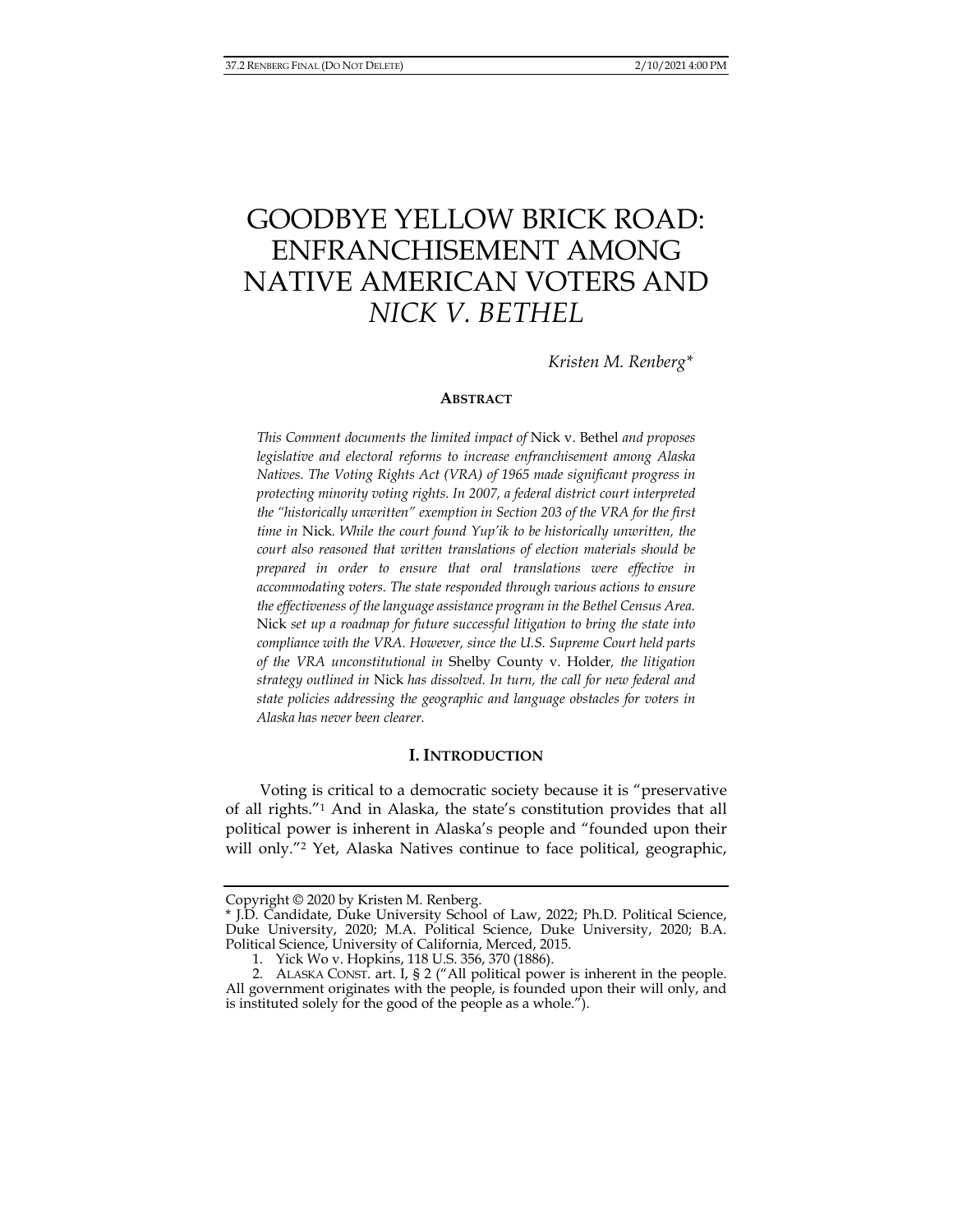# GOODBYE YELLOW BRICK ROAD: ENFRANCHISEMENT AMONG NATIVE AMERICAN VOTERS AND *NICK V. BETHEL*

*Kristen M. Renberg**

## ABSTRACT

*This Comment documents the limited impact of* Nick v. Bethel *and proposes legislative and electoral reforms to increase enfranchisement among Alaska Natives. The Voting Rights Act (VRA) of 1965 made significant progress in protecting minority voting rights. In 2007, a federal district court interpreted the "historically unwritten" exemption in Section 203 of the VRA for the first time in* Nick. *While the court found Yup'ik to be historically unwritten, the court also reasoned that written translations of election materials should be prepared in order to ensure that oral translations were effective in accommodating voters. The state responded through various actions to ensure the effectiveness of the language assistance program in the Bethel Census Area.* Nick *set up a roadmap for future successful litigation to bring the state into compliance with the VRA. However, since the U.S. Supreme Court held parts of the VRA unconstitutional in* Shelby County v. Holder*, the litigation strategy outlined in* Nick *has dissolved. In turn, the call for new federal and state policies addressing the geographic and language obstacles for voters in Alaska has never been clearer.*

## I. INTRODUCTION

Voting is critical to a democratic society because it is "preservative of all rights."[1] And in Alaska, the state's constitution provides that all political power is inherent in Alaska's people and "founded upon their will only."[2] Yet, Alaska Natives continue to face political, geographic,

---

Copyright © 2020 by Kristen M. Renberg.

\* J.D. Candidate, Duke University School of Law, 2022; Ph.D. Political Science, Duke University, 2020; M.A. Political Science, Duke University, 2020; B.A. Political Science, University of California, Merced, 2015.

1. Yick Wo v. Hopkins, 118 U.S. 356, 370 (1886).

2. ALASKA CONST. art. I, § 2 ("All political power is inherent in the people. All government originates with the people, is founded upon their will only, and is instituted solely for the good of the people as a whole.").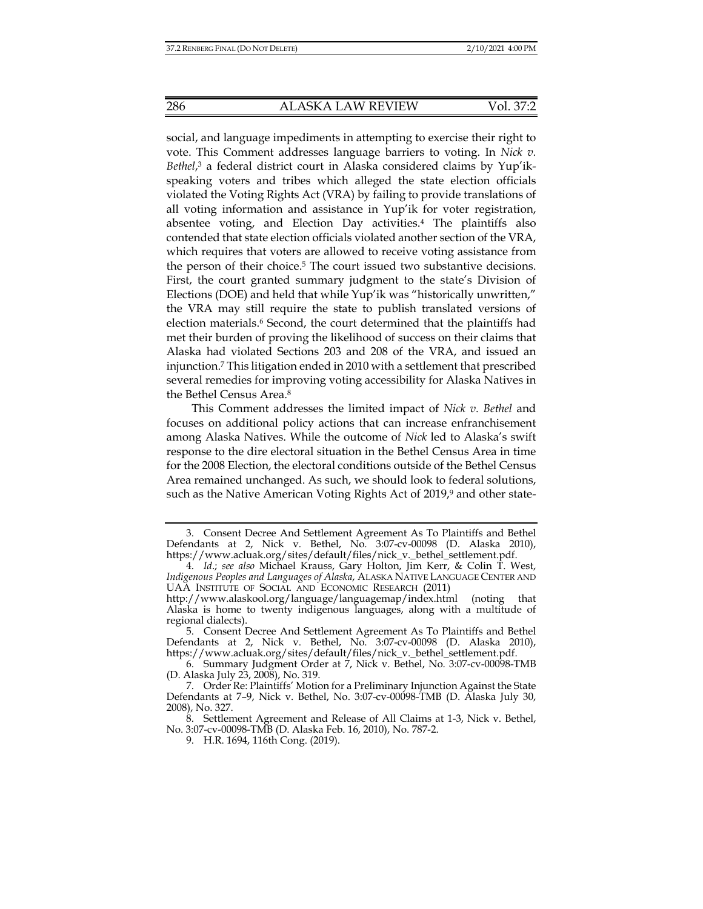social, and language impediments in attempting to exercise their right to vote. This Comment addresses language barriers to voting. In *Nick v. Bethel*,[3] a federal district court in Alaska considered claims by Yup'ik-speaking voters and tribes which alleged the state election officials violated the Voting Rights Act (VRA) by failing to provide translations of all voting information and assistance in Yup'ik for voter registration, absentee voting, and Election Day activities.[4] The plaintiffs also contended that state election officials violated another section of the VRA, which requires that voters are allowed to receive voting assistance from the person of their choice.[5] The court issued two substantive decisions. First, the court granted summary judgment to the state's Division of Elections (DOE) and held that while Yup'ik was "historically unwritten," the VRA may still require the state to publish translated versions of election materials.[6] Second, the court determined that the plaintiffs had met their burden of proving the likelihood of success on their claims that Alaska had violated Sections 203 and 208 of the VRA, and issued an injunction.[7] This litigation ended in 2010 with a settlement that prescribed several remedies for improving voting accessibility for Alaska Natives in the Bethel Census Area.[8]

This Comment addresses the limited impact of *Nick v. Bethel* and focuses on additional policy actions that can increase enfranchisement among Alaska Natives. While the outcome of *Nick* led to Alaska's swift response to the dire electoral situation in the Bethel Census Area in time for the 2008 Election, the electoral conditions outside of the Bethel Census Area remained unchanged. As such, we should look to federal solutions, such as the Native American Voting Rights Act of 2019,[9] and other state-

---

3. Consent Decree And Settlement Agreement As To Plaintiffs and Bethel Defendants at 2, Nick v. Bethel, No. 3:07-cv-00098 (D. Alaska 2010), https://www.acluak.org/sites/default/files/nick_v._bethel_settlement.pdf.

4. *Id.*; *see also* Michael Krauss, Gary Holton, Jim Kerr, & Colin T. West, *Indigenous Peoples and Languages of Alaska*, ALASKA NATIVE LANGUAGE CENTER AND UAA INSTITUTE OF SOCIAL AND ECONOMIC RESEARCH (2011) http://www.alaskool.org/language/languagemap/index.html (noting that Alaska is home to twenty indigenous languages, along with a multitude of regional dialects).

5. Consent Decree And Settlement Agreement As To Plaintiffs and Bethel Defendants at 2, Nick v. Bethel, No. 3:07-cv-00098 (D. Alaska 2010), https://www.acluak.org/sites/default/files/nick_v._bethel_settlement.pdf.

6. Summary Judgment Order at 7, Nick v. Bethel, No. 3:07-cv-00098-TMB (D. Alaska July 23, 2008), No. 319.

7. Order Re: Plaintiffs' Motion for a Preliminary Injunction Against the State Defendants at 7–9, Nick v. Bethel, No. 3:07-cv-00098-TMB (D. Alaska July 30, 2008), No. 327.

8. Settlement Agreement and Release of All Claims at 1-3, Nick v. Bethel, No. 3:07-cv-00098-TMB (D. Alaska Feb. 16, 2010), No. 787-2.

9. H.R. 1694, 116th Cong. (2019).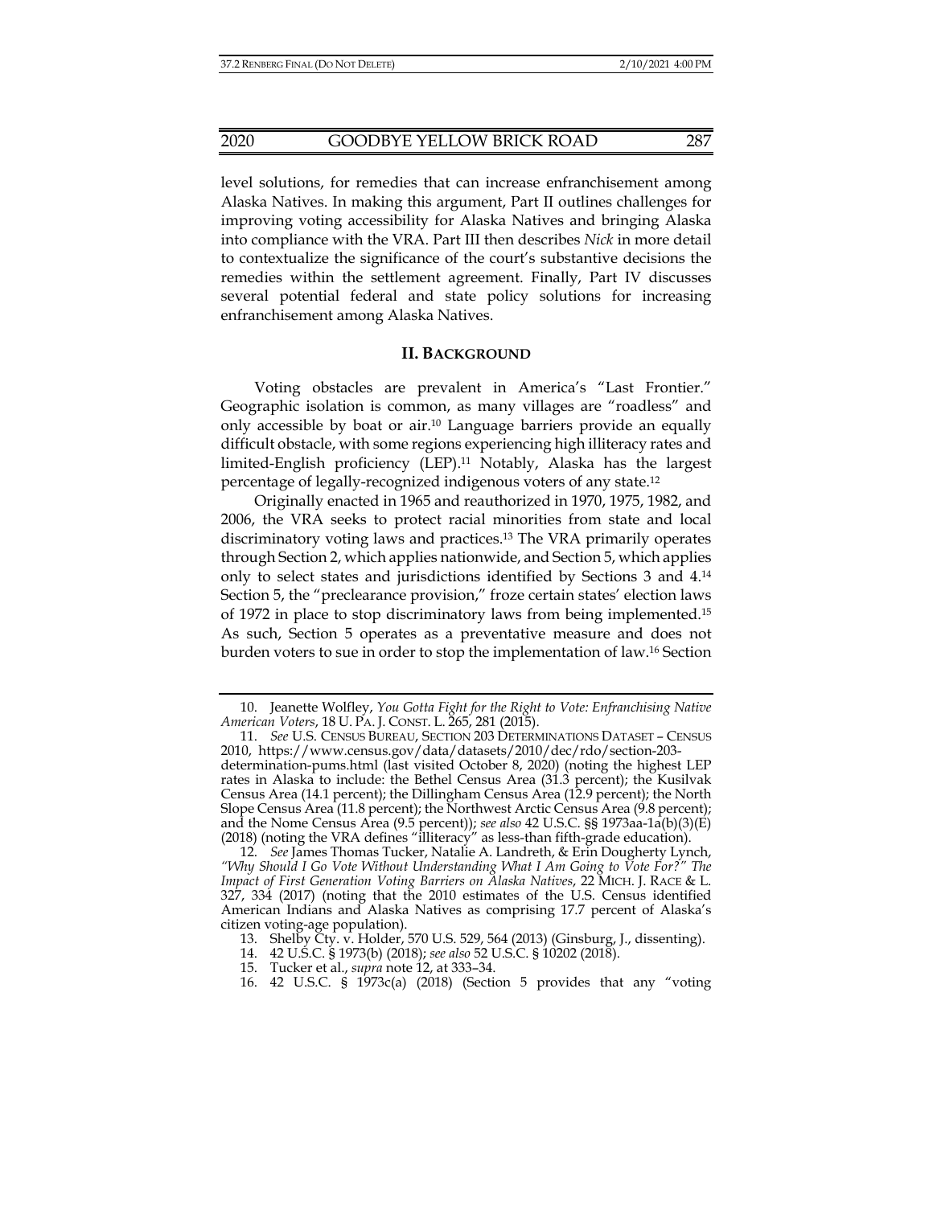level solutions, for remedies that can increase enfranchisement among Alaska Natives. In making this argument, Part II outlines challenges for improving voting accessibility for Alaska Natives and bringing Alaska into compliance with the VRA. Part III then describes *Nick* in more detail to contextualize the significance of the court's substantive decisions the remedies within the settlement agreement. Finally, Part IV discusses several potential federal and state policy solutions for increasing enfranchisement among Alaska Natives.

## II. BACKGROUND

Voting obstacles are prevalent in America's "Last Frontier." Geographic isolation is common, as many villages are "roadless" and only accessible by boat or air.[10] Language barriers provide an equally difficult obstacle, with some regions experiencing high illiteracy rates and limited-English proficiency (LEP).[11] Notably, Alaska has the largest percentage of legally-recognized indigenous voters of any state.[12]

Originally enacted in 1965 and reauthorized in 1970, 1975, 1982, and 2006, the VRA seeks to protect racial minorities from state and local discriminatory voting laws and practices.[13] The VRA primarily operates through Section 2, which applies nationwide, and Section 5, which applies only to select states and jurisdictions identified by Sections 3 and 4.[14] Section 5, the "preclearance provision," froze certain states' election laws of 1972 in place to stop discriminatory laws from being implemented.[15] As such, Section 5 operates as a preventative measure and does not burden voters to sue in order to stop the implementation of law.[16] Section

---

10. Jeanette Wolfley, *You Gotta Fight for the Right to Vote: Enfranchising Native American Voters*, 18 U. PA. J. CONST. L. 265, 281 (2015).

11. *See* U.S. CENSUS BUREAU, SECTION 203 DETERMINATIONS DATASET – CENSUS 2010, https://www.census.gov/data/datasets/2010/dec/rdo/section-203-determination-pums.html (last visited October 8, 2020) (noting the highest LEP rates in Alaska to include: the Bethel Census Area (31.3 percent); the Kusilvak Census Area (14.1 percent); the Dillingham Census Area (12.9 percent); the North Slope Census Area (11.8 percent); the Northwest Arctic Census Area (9.8 percent); and the Nome Census Area (9.5 percent)); *see also* 42 U.S.C. §§ 1973aa-1a(b)(3)(E) (2018) (noting the VRA defines "illiteracy" as less-than fifth-grade education).

12. *See* James Thomas Tucker, Natalie A. Landreth, & Erin Dougherty Lynch, *"Why Should I Go Vote Without Understanding What I Am Going to Vote For?" The Impact of First Generation Voting Barriers on Alaska Natives*, 22 MICH. J. RACE & L. 327, 334 (2017) (noting that the 2010 estimates of the U.S. Census identified American Indians and Alaska Natives as comprising 17.7 percent of Alaska's citizen voting-age population).

13. Shelby Cty. v. Holder, 570 U.S. 529, 564 (2013) (Ginsburg, J., dissenting).

14. 42 U.S.C. § 1973(b) (2018); *see also* 52 U.S.C. § 10202 (2018).

15. Tucker et al., *supra* note 12, at 333–34.

16. 42 U.S.C. § 1973c(a) (2018) (Section 5 provides that any "voting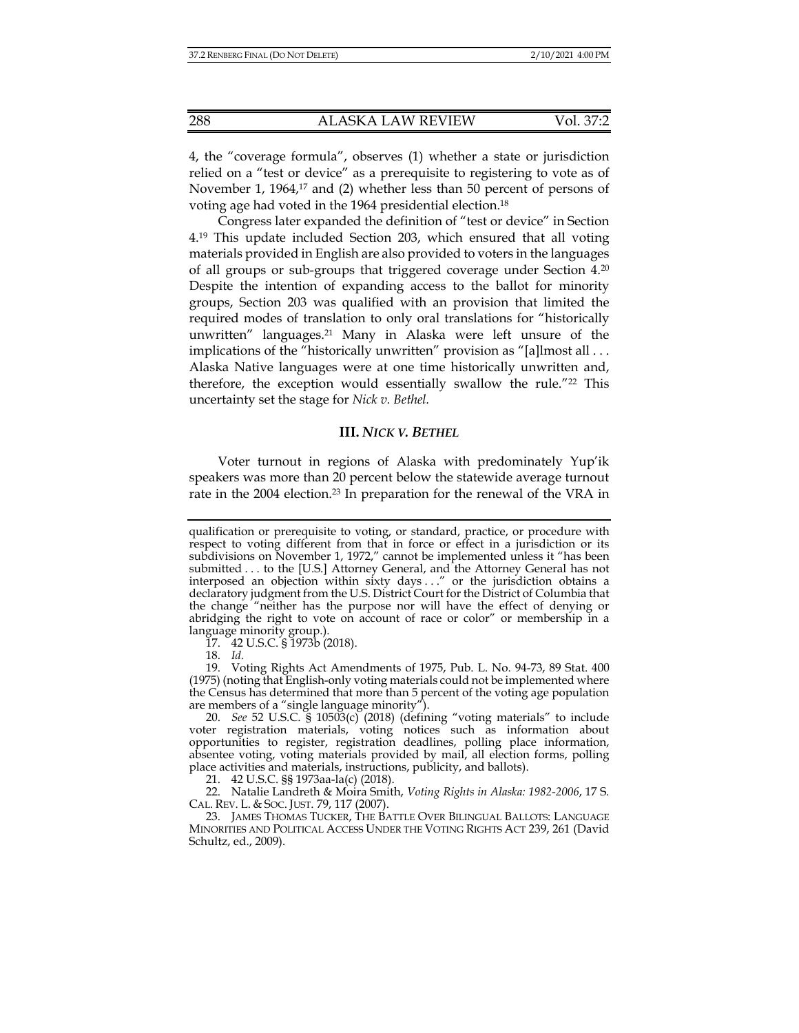4, the "coverage formula", observes (1) whether a state or jurisdiction relied on a "test or device" as a prerequisite to registering to vote as of November 1, 1964,[17] and (2) whether less than 50 percent of persons of voting age had voted in the 1964 presidential election.[18]

Congress later expanded the definition of "test or device" in Section 4.[19] This update included Section 203, which ensured that all voting materials provided in English are also provided to voters in the languages of all groups or sub-groups that triggered coverage under Section 4.[20] Despite the intention of expanding access to the ballot for minority groups, Section 203 was qualified with an provision that limited the required modes of translation to only oral translations for "historically unwritten" languages.[21] Many in Alaska were left unsure of the implications of the "historically unwritten" provision as "[a]lmost all . . . Alaska Native languages were at one time historically unwritten and, therefore, the exception would essentially swallow the rule."[22] This uncertainty set the stage for *Nick v. Bethel.*

## III. *NICK V. BETHEL*

Voter turnout in regions of Alaska with predominately Yup'ik speakers was more than 20 percent below the statewide average turnout rate in the 2004 election.[23] In preparation for the renewal of the VRA in

---

qualification or prerequisite to voting, or standard, practice, or procedure with respect to voting different from that in force or effect in a jurisdiction or its subdivisions on November 1, 1972," cannot be implemented unless it "has been submitted . . . to the [U.S.] Attorney General, and the Attorney General has not interposed an objection within sixty days . . ." or the jurisdiction obtains a declaratory judgment from the U.S. District Court for the District of Columbia that the change "neither has the purpose nor will have the effect of denying or abridging the right to vote on account of race or color" or membership in a language minority group.).

17. 42 U.S.C. § 1973b (2018).

18. *Id.*

19. Voting Rights Act Amendments of 1975, Pub. L. No. 94-73, 89 Stat. 400 (1975) (noting that English-only voting materials could not be implemented where the Census has determined that more than 5 percent of the voting age population are members of a "single language minority").

20. *See* 52 U.S.C. § 10503(c) (2018) (defining "voting materials" to include voter registration materials, voting notices such as information about opportunities to register, registration deadlines, polling place information, absentee voting, voting materials provided by mail, all election forms, polling place activities and materials, instructions, publicity, and ballots).

21. 42 U.S.C. §§ 1973aa-la(c) (2018).

22. Natalie Landreth & Moira Smith, *Voting Rights in Alaska: 1982-2006*, 17 S. CAL. REV. L. & SOC. JUST. 79, 117 (2007).

23. JAMES THOMAS TUCKER, THE BATTLE OVER BILINGUAL BALLOTS: LANGUAGE MINORITIES AND POLITICAL ACCESS UNDER THE VOTING RIGHTS ACT 239, 261 (David Schultz, ed., 2009).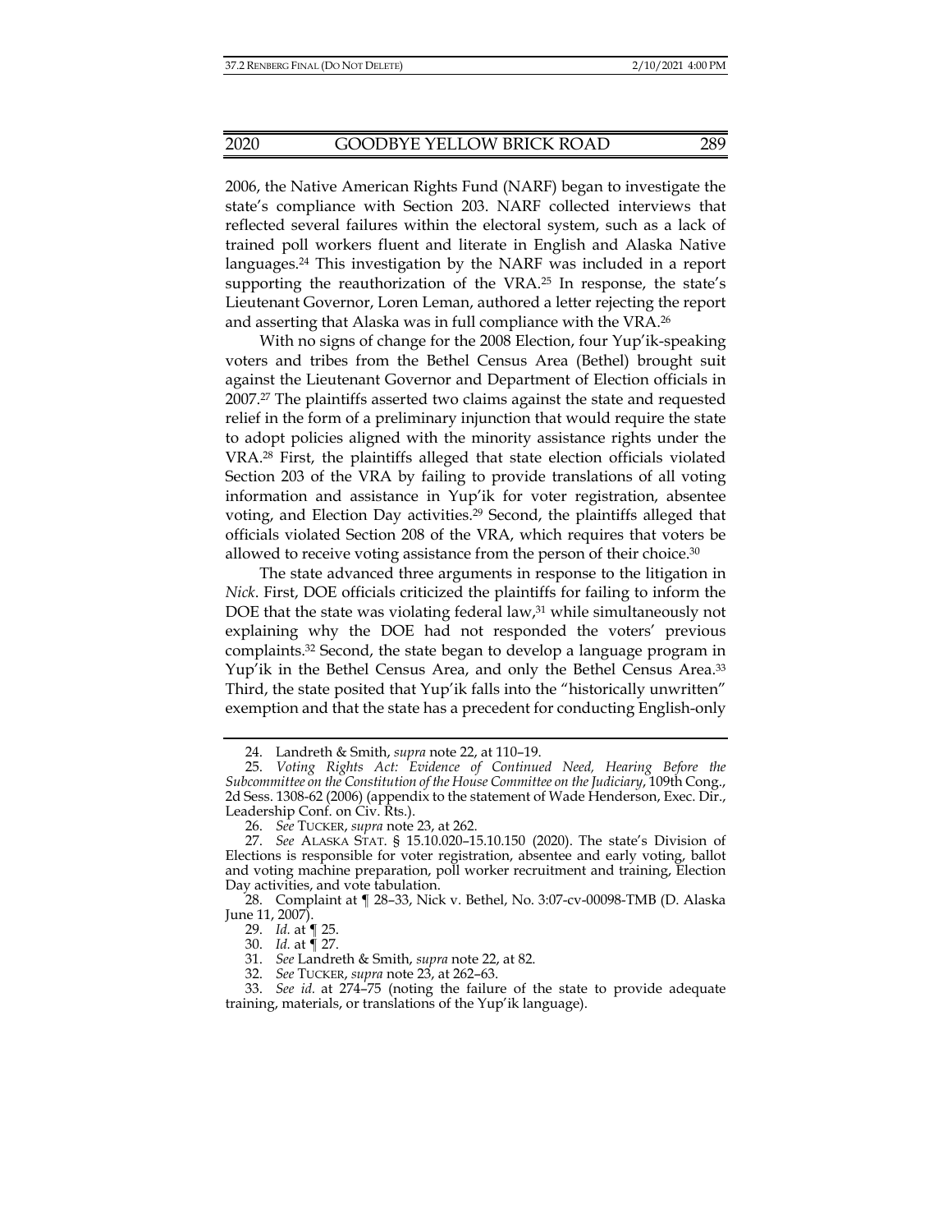2006, the Native American Rights Fund (NARF) began to investigate the state's compliance with Section 203. NARF collected interviews that reflected several failures within the electoral system, such as a lack of trained poll workers fluent and literate in English and Alaska Native languages.[24] This investigation by the NARF was included in a report supporting the reauthorization of the VRA.[25] In response, the state's Lieutenant Governor, Loren Leman, authored a letter rejecting the report and asserting that Alaska was in full compliance with the VRA.[26]

With no signs of change for the 2008 Election, four Yup'ik-speaking voters and tribes from the Bethel Census Area (Bethel) brought suit against the Lieutenant Governor and Department of Election officials in 2007.[27] The plaintiffs asserted two claims against the state and requested relief in the form of a preliminary injunction that would require the state to adopt policies aligned with the minority assistance rights under the VRA.[28] First, the plaintiffs alleged that state election officials violated Section 203 of the VRA by failing to provide translations of all voting information and assistance in Yup'ik for voter registration, absentee voting, and Election Day activities.[29] Second, the plaintiffs alleged that officials violated Section 208 of the VRA, which requires that voters be allowed to receive voting assistance from the person of their choice.[30]

The state advanced three arguments in response to the litigation in *Nick*. First, DOE officials criticized the plaintiffs for failing to inform the DOE that the state was violating federal law,[31] while simultaneously not explaining why the DOE had not responded the voters' previous complaints.[32] Second, the state began to develop a language program in Yup'ik in the Bethel Census Area, and only the Bethel Census Area.[33] Third, the state posited that Yup'ik falls into the "historically unwritten" exemption and that the state has a precedent for conducting English-only

---

24. Landreth & Smith, *supra* note 22, at 110–19.

25. *Voting Rights Act: Evidence of Continued Need, Hearing Before the Subcommittee on the Constitution of the House Committee on the Judiciary*, 109th Cong., 2d Sess. 1308-62 (2006) (appendix to the statement of Wade Henderson, Exec. Dir., Leadership Conf. on Civ. Rts.).

26. *See* TUCKER, *supra* note 23, at 262.

27. *See* ALASKA STAT. § 15.10.020–15.10.150 (2020). The state's Division of Elections is responsible for voter registration, absentee and early voting, ballot and voting machine preparation, poll worker recruitment and training, Election Day activities, and vote tabulation.

28. Complaint at ¶ 28–33, Nick v. Bethel, No. 3:07-cv-00098-TMB (D. Alaska June 11, 2007).

29. *Id.* at ¶ 25.

30. *Id.* at ¶ 27.

31. *See* Landreth & Smith, *supra* note 22, at 82.

32. *See* TUCKER, *supra* note 23, at 262–63.

33. *See id.* at 274–75 (noting the failure of the state to provide adequate training, materials, or translations of the Yup'ik language).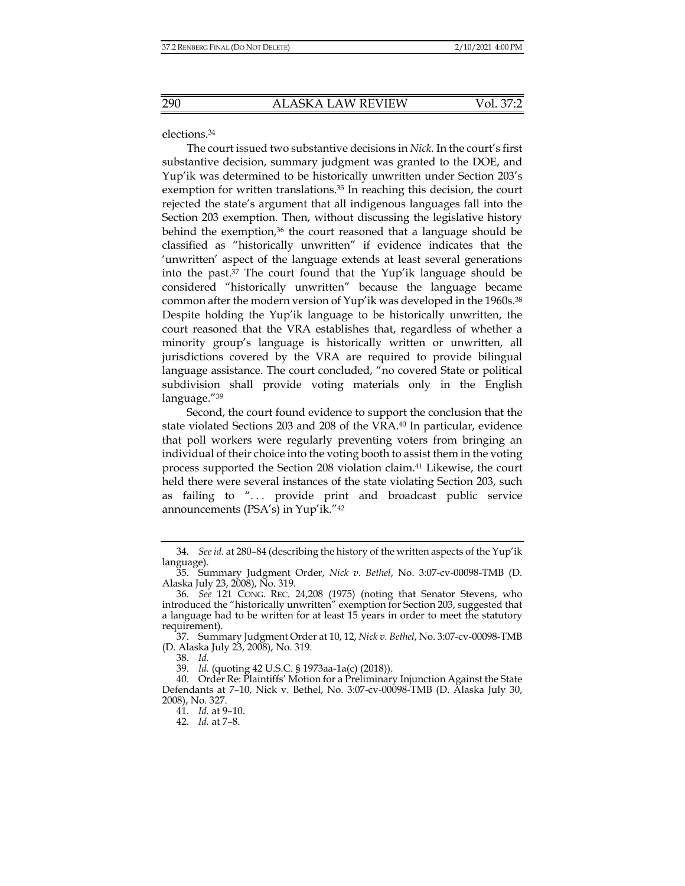elections.[34]

The court issued two substantive decisions in *Nick.* In the court's first substantive decision, summary judgment was granted to the DOE, and Yup'ik was determined to be historically unwritten under Section 203's exemption for written translations.[35] In reaching this decision, the court rejected the state's argument that all indigenous languages fall into the Section 203 exemption. Then, without discussing the legislative history behind the exemption,[36] the court reasoned that a language should be classified as "historically unwritten" if evidence indicates that the 'unwritten' aspect of the language extends at least several generations into the past.[37] The court found that the Yup'ik language should be considered "historically unwritten" because the language became common after the modern version of Yup'ik was developed in the 1960s.[38] Despite holding the Yup'ik language to be historically unwritten, the court reasoned that the VRA establishes that, regardless of whether a minority group's language is historically written or unwritten, all jurisdictions covered by the VRA are required to provide bilingual language assistance. The court concluded, "no covered State or political subdivision shall provide voting materials only in the English language."[39]

Second, the court found evidence to support the conclusion that the state violated Sections 203 and 208 of the VRA.[40] In particular, evidence that poll workers were regularly preventing voters from bringing an individual of their choice into the voting booth to assist them in the voting process supported the Section 208 violation claim.[41] Likewise, the court held there were several instances of the state violating Section 203, such as failing to ". . . provide print and broadcast public service announcements (PSA's) in Yup'ik."[42]

---

34. *See id.* at 280–84 (describing the history of the written aspects of the Yup'ik language).

35. Summary Judgment Order, *Nick v. Bethel*, No. 3:07-cv-00098-TMB (D. Alaska July 23, 2008), No. 319.

36. *See* 121 CONG. REC. 24,208 (1975) (noting that Senator Stevens, who introduced the "historically unwritten" exemption for Section 203, suggested that a language had to be written for at least 15 years in order to meet the statutory requirement).

37. Summary Judgment Order at 10, 12, *Nick v. Bethel*, No. 3:07-cv-00098-TMB (D. Alaska July 23, 2008), No. 319.

38. *Id.*

39. *Id.* (quoting 42 U.S.C. § 1973aa-1a(c) (2018)).

40. Order Re: Plaintiffs' Motion for a Preliminary Injunction Against the State Defendants at 7–10, Nick v. Bethel, No. 3:07-cv-00098-TMB (D. Alaska July 30, 2008), No. 327.

41. *Id.* at 9–10.

42. *Id.* at 7–8.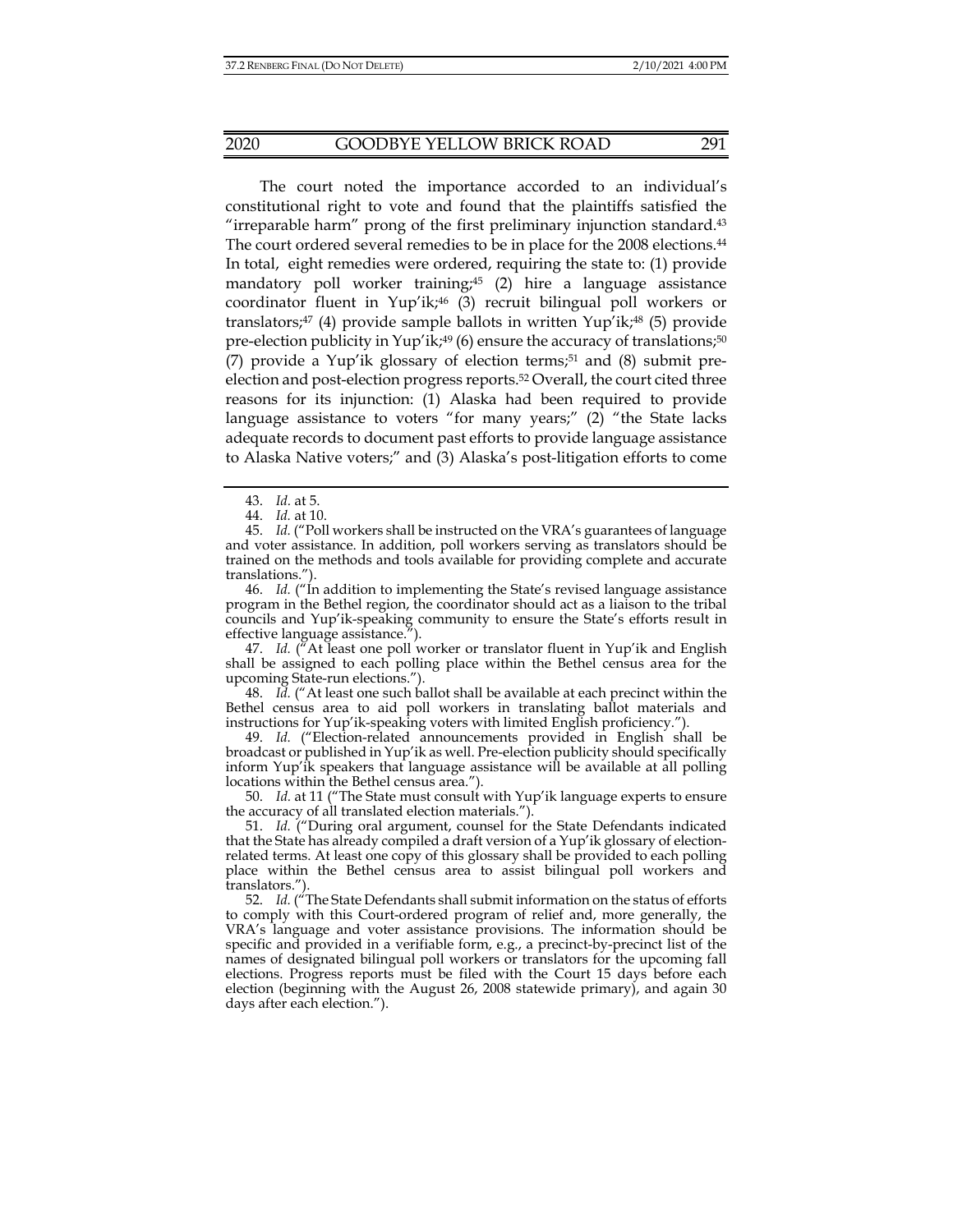The court noted the importance accorded to an individual's constitutional right to vote and found that the plaintiffs satisfied the "irreparable harm" prong of the first preliminary injunction standard.[43] The court ordered several remedies to be in place for the 2008 elections.[44] In total, eight remedies were ordered, requiring the state to: (1) provide mandatory poll worker training;[45] (2) hire a language assistance coordinator fluent in Yup'ik;[46] (3) recruit bilingual poll workers or translators;[47] (4) provide sample ballots in written Yup'ik;[48] (5) provide pre-election publicity in Yup'ik;[49] (6) ensure the accuracy of translations;[50] (7) provide a Yup'ik glossary of election terms;[51] and (8) submit pre-election and post-election progress reports.[52] Overall, the court cited three reasons for its injunction: (1) Alaska had been required to provide language assistance to voters "for many years;" (2) "the State lacks adequate records to document past efforts to provide language assistance to Alaska Native voters;" and (3) Alaska's post-litigation efforts to come

---

43. *Id.* at 5.

44. *Id.* at 10.

45. *Id.* ("Poll workers shall be instructed on the VRA's guarantees of language and voter assistance. In addition, poll workers serving as translators should be trained on the methods and tools available for providing complete and accurate translations.").

46. *Id.* ("In addition to implementing the State's revised language assistance program in the Bethel region, the coordinator should act as a liaison to the tribal councils and Yup'ik-speaking community to ensure the State's efforts result in effective language assistance.").

47. *Id.* ("At least one poll worker or translator fluent in Yup'ik and English shall be assigned to each polling place within the Bethel census area for the upcoming State-run elections.").

48. *Id.* ("At least one such ballot shall be available at each precinct within the Bethel census area to aid poll workers in translating ballot materials and instructions for Yup'ik-speaking voters with limited English proficiency.").

49. *Id.* ("Election-related announcements provided in English shall be broadcast or published in Yup'ik as well. Pre-election publicity should specifically inform Yup'ik speakers that language assistance will be available at all polling locations within the Bethel census area.").

50. *Id.* at 11 ("The State must consult with Yup'ik language experts to ensure the accuracy of all translated election materials.").

51. *Id.* ("During oral argument, counsel for the State Defendants indicated that the State has already compiled a draft version of a Yup'ik glossary of election-related terms. At least one copy of this glossary shall be provided to each polling place within the Bethel census area to assist bilingual poll workers and translators.").

52. *Id.* ("The State Defendants shall submit information on the status of efforts to comply with this Court-ordered program of relief and, more generally, the VRA's language and voter assistance provisions. The information should be specific and provided in a verifiable form, e.g., a precinct-by-precinct list of the names of designated bilingual poll workers or translators for the upcoming fall elections. Progress reports must be filed with the Court 15 days before each election (beginning with the August 26, 2008 statewide primary), and again 30 days after each election.").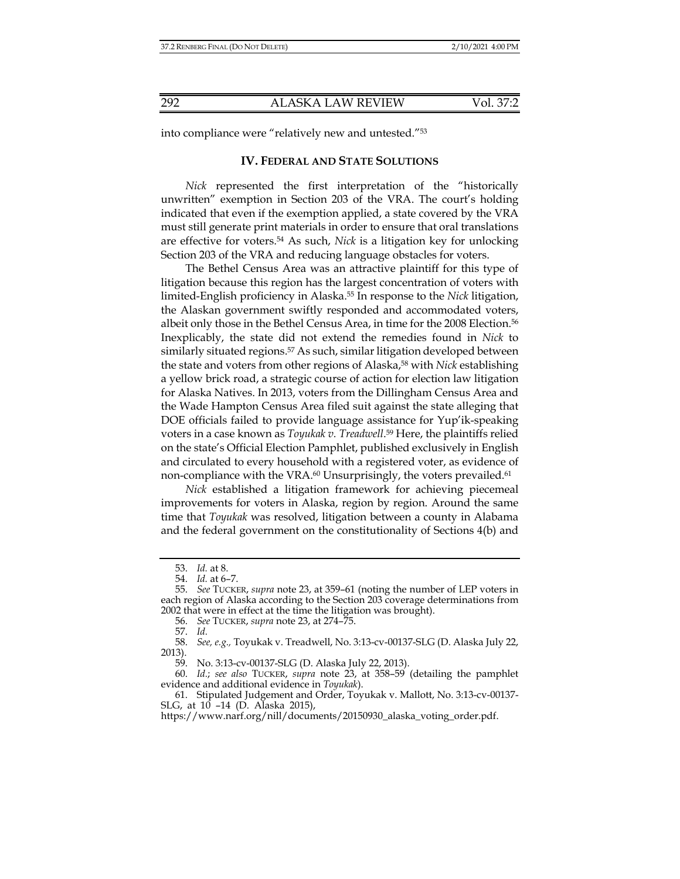into compliance were "relatively new and untested."[53]

## IV. FEDERAL AND STATE SOLUTIONS

*Nick* represented the first interpretation of the "historically unwritten" exemption in Section 203 of the VRA. The court's holding indicated that even if the exemption applied, a state covered by the VRA must still generate print materials in order to ensure that oral translations are effective for voters.[54] As such, *Nick* is a litigation key for unlocking Section 203 of the VRA and reducing language obstacles for voters.

The Bethel Census Area was an attractive plaintiff for this type of litigation because this region has the largest concentration of voters with limited-English proficiency in Alaska.[55] In response to the *Nick* litigation, the Alaskan government swiftly responded and accommodated voters, albeit only those in the Bethel Census Area, in time for the 2008 Election.[56] Inexplicably, the state did not extend the remedies found in *Nick* to similarly situated regions.[57] As such, similar litigation developed between the state and voters from other regions of Alaska,[58] with *Nick* establishing a yellow brick road, a strategic course of action for election law litigation for Alaska Natives. In 2013, voters from the Dillingham Census Area and the Wade Hampton Census Area filed suit against the state alleging that DOE officials failed to provide language assistance for Yup'ik-speaking voters in a case known as *Toyukak v. Treadwell*.[59] Here, the plaintiffs relied on the state's Official Election Pamphlet, published exclusively in English and circulated to every household with a registered voter, as evidence of non-compliance with the VRA.[60] Unsurprisingly, the voters prevailed.[61]

*Nick* established a litigation framework for achieving piecemeal improvements for voters in Alaska, region by region. Around the same time that *Toyukak* was resolved, litigation between a county in Alabama and the federal government on the constitutionality of Sections 4(b) and

---

53. *Id.* at 8.

54. *Id.* at 6–7.

55. *See* TUCKER, *supra* note 23, at 359–61 (noting the number of LEP voters in each region of Alaska according to the Section 203 coverage determinations from 2002 that were in effect at the time the litigation was brought).

56. *See* TUCKER, *supra* note 23, at 274–75.

57. *Id.*

58. *See, e.g.,* Toyukak v. Treadwell, No. 3:13-cv-00137-SLG (D. Alaska July 22, 2013).

59. No. 3:13-cv-00137-SLG (D. Alaska July 22, 2013).

60. *Id.*; *see also* TUCKER, *supra* note 23, at 358–59 (detailing the pamphlet evidence and additional evidence in *Toyukak*).

61. Stipulated Judgement and Order, Toyukak v. Mallott, No. 3:13-cv-00137-SLG, at 10 –14 (D. Alaska 2015), https://www.narf.org/nill/documents/20150930_alaska_voting_order.pdf.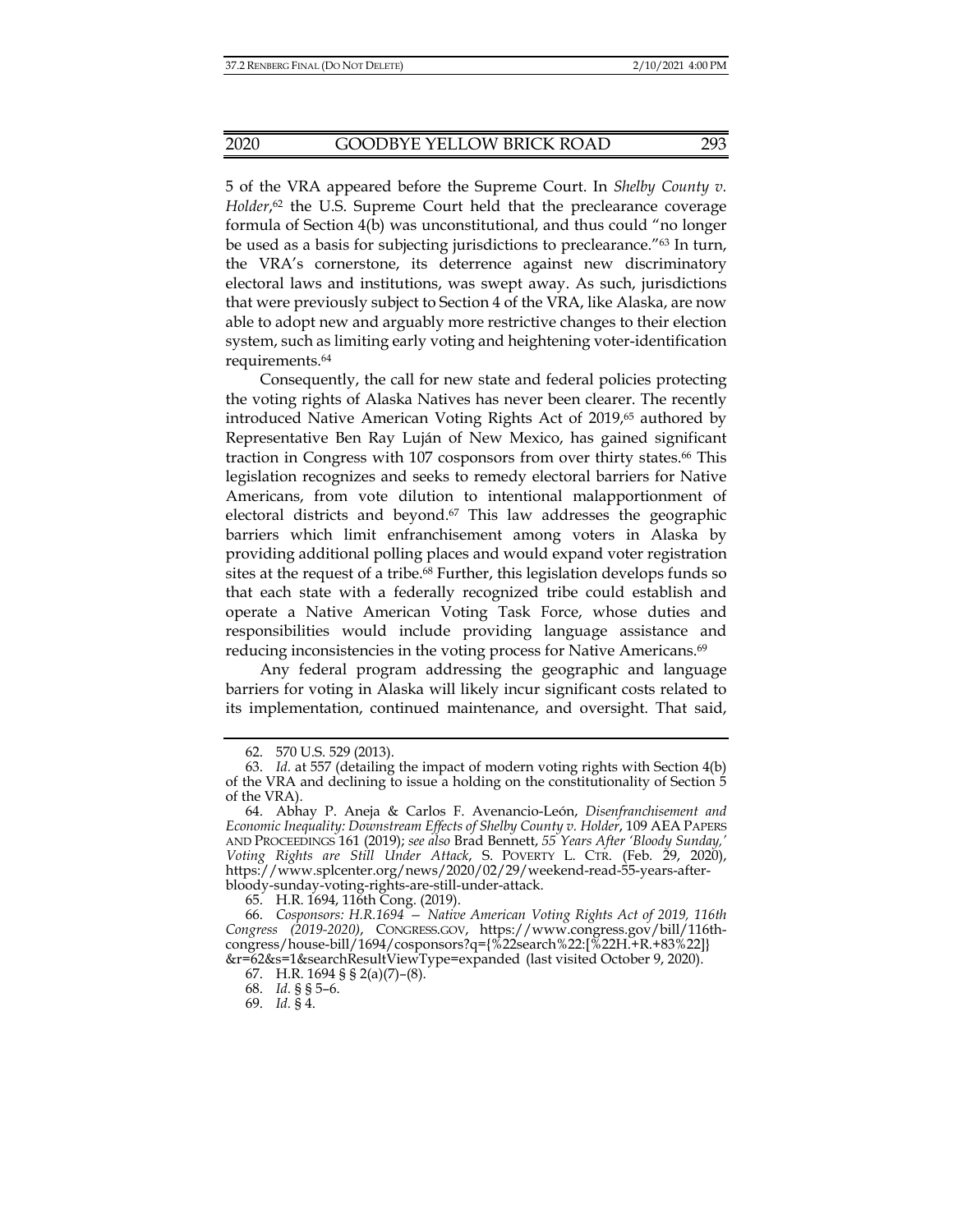5 of the VRA appeared before the Supreme Court. In *Shelby County v. Holder*,[62] the U.S. Supreme Court held that the preclearance coverage formula of Section 4(b) was unconstitutional, and thus could "no longer be used as a basis for subjecting jurisdictions to preclearance."[63] In turn, the VRA's cornerstone, its deterrence against new discriminatory electoral laws and institutions, was swept away. As such, jurisdictions that were previously subject to Section 4 of the VRA, like Alaska, are now able to adopt new and arguably more restrictive changes to their election system, such as limiting early voting and heightening voter-identification requirements.[64]

Consequently, the call for new state and federal policies protecting the voting rights of Alaska Natives has never been clearer. The recently introduced Native American Voting Rights Act of 2019,[65] authored by Representative Ben Ray Luján of New Mexico, has gained significant traction in Congress with 107 cosponsors from over thirty states.[66] This legislation recognizes and seeks to remedy electoral barriers for Native Americans, from vote dilution to intentional malapportionment of electoral districts and beyond.[67] This law addresses the geographic barriers which limit enfranchisement among voters in Alaska by providing additional polling places and would expand voter registration sites at the request of a tribe.[68] Further, this legislation develops funds so that each state with a federally recognized tribe could establish and operate a Native American Voting Task Force, whose duties and responsibilities would include providing language assistance and reducing inconsistencies in the voting process for Native Americans.[69]

Any federal program addressing the geographic and language barriers for voting in Alaska will likely incur significant costs related to its implementation, continued maintenance, and oversight. That said,

---

62. 570 U.S. 529 (2013).

63. *Id.* at 557 (detailing the impact of modern voting rights with Section 4(b) of the VRA and declining to issue a holding on the constitutionality of Section 5 of the VRA).

64. Abhay P. Aneja & Carlos F. Avenancio-León, *Disenfranchisement and Economic Inequality: Downstream Effects of Shelby County v. Holder*, 109 AEA PAPERS AND PROCEEDINGS 161 (2019); *see also* Brad Bennett, *55 Years After 'Bloody Sunday,' Voting Rights are Still Under Attack*, S. POVERTY L. CTR. (Feb. 29, 2020), https://www.splcenter.org/news/2020/02/29/weekend-read-55-years-after-bloody-sunday-voting-rights-are-still-under-attack.

65. H.R. 1694, 116th Cong. (2019).

66. *Cosponsors: H.R.1694 — Native American Voting Rights Act of 2019, 116th Congress (2019-2020)*, CONGRESS.GOV, https://www.congress.gov/bill/116th-congress/house-bill/1694/cosponsors?q={%22search%22:[%22H.+R.+83%22]}&r=62&s=1&searchResultViewType=expanded (last visited October 9, 2020).

67. H.R. 1694 § § 2(a)(7)–(8).

68. *Id.* § § 5–6.

69. *Id.* § 4.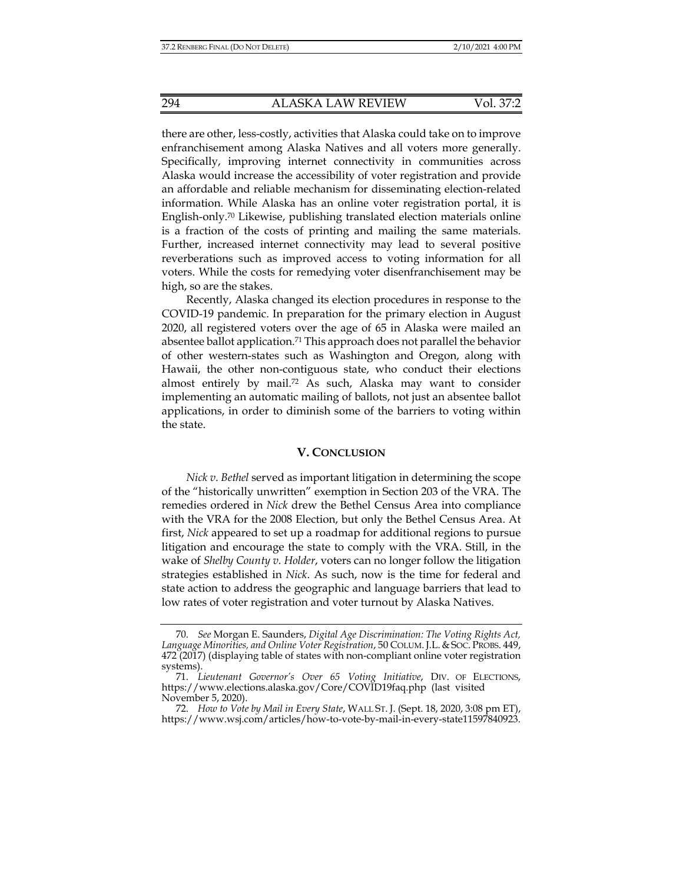there are other, less-costly, activities that Alaska could take on to improve enfranchisement among Alaska Natives and all voters more generally. Specifically, improving internet connectivity in communities across Alaska would increase the accessibility of voter registration and provide an affordable and reliable mechanism for disseminating election-related information. While Alaska has an online voter registration portal, it is English-only.[70] Likewise, publishing translated election materials online is a fraction of the costs of printing and mailing the same materials. Further, increased internet connectivity may lead to several positive reverberations such as improved access to voting information for all voters. While the costs for remedying voter disenfranchisement may be high, so are the stakes.

Recently, Alaska changed its election procedures in response to the COVID-19 pandemic. In preparation for the primary election in August 2020, all registered voters over the age of 65 in Alaska were mailed an absentee ballot application.[71] This approach does not parallel the behavior of other western-states such as Washington and Oregon, along with Hawaii, the other non-contiguous state, who conduct their elections almost entirely by mail.[72] As such, Alaska may want to consider implementing an automatic mailing of ballots, not just an absentee ballot applications, in order to diminish some of the barriers to voting within the state.

## V. CONCLUSION

*Nick v. Bethel* served as important litigation in determining the scope of the "historically unwritten" exemption in Section 203 of the VRA. The remedies ordered in *Nick* drew the Bethel Census Area into compliance with the VRA for the 2008 Election, but only the Bethel Census Area. At first, *Nick* appeared to set up a roadmap for additional regions to pursue litigation and encourage the state to comply with the VRA. Still, in the wake of *Shelby County v. Holder*, voters can no longer follow the litigation strategies established in *Nick*. As such, now is the time for federal and state action to address the geographic and language barriers that lead to low rates of voter registration and voter turnout by Alaska Natives.

---

70. *See* Morgan E. Saunders, *Digital Age Discrimination: The Voting Rights Act, Language Minorities, and Online Voter Registration*, 50 COLUM. J.L. & SOC. PROBS. 449, 472 (2017) (displaying table of states with non-compliant online voter registration systems).

71. *Lieutenant Governor's Over 65 Voting Initiative*, DIV. OF ELECTIONS, https://www.elections.alaska.gov/Core/COVID19faq.php (last visited November 5, 2020).

72. *How to Vote by Mail in Every State*, WALL ST. J. (Sept. 18, 2020, 3:08 pm ET), https://www.wsj.com/articles/how-to-vote-by-mail-in-every-state11597840923.